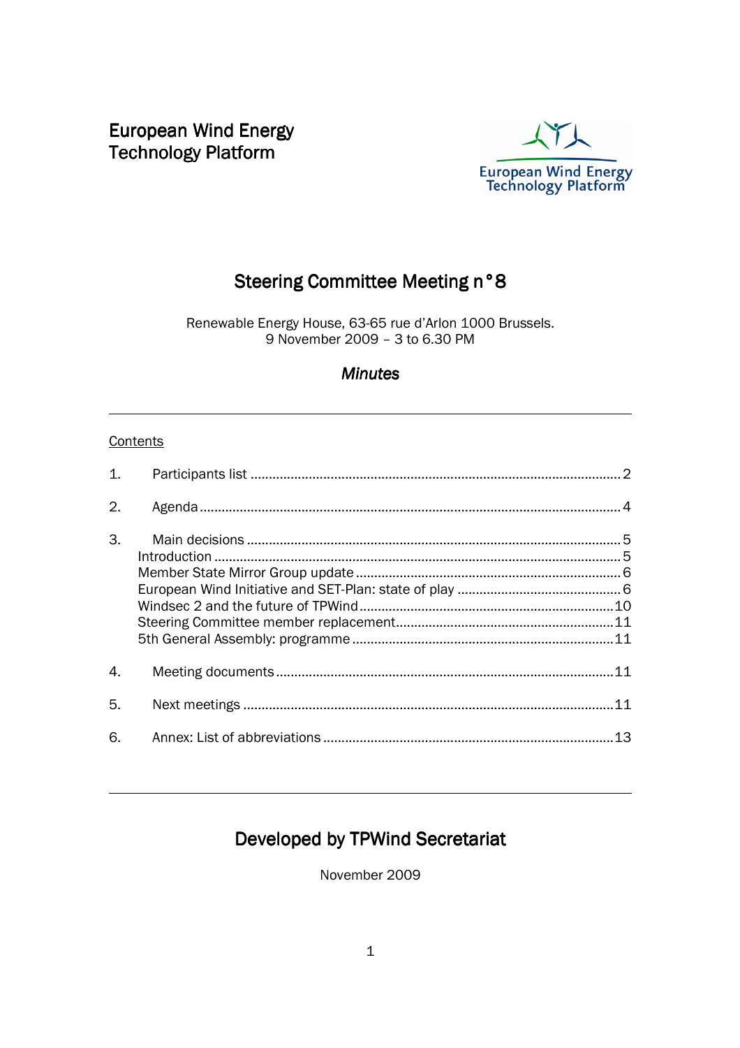European Wind Energy
Technology Platform

# Steering Committee Meeting n°8

Renewable Energy House, 63-65 rue d'Arlon 1000 Brussels.
9 November 2009 – 3 to 6.30 PM

*Minutes*

---

Contents

1. Participants list ..... 2
2. Agenda ..... 4
3. Main decisions ..... 5
   - Introduction ..... 5
   - Member State Mirror Group update ..... 6
   - European Wind Initiative and SET-Plan: state of play ..... 6
   - Windsec 2 and the future of TPWind ..... 10
   - Steering Committee member replacement ..... 11
   - 5th General Assembly: programme ..... 11
4. Meeting documents ..... 11
5. Next meetings ..... 11
6. Annex: List of abbreviations ..... 13

---

## Developed by TPWind Secretariat

November 2009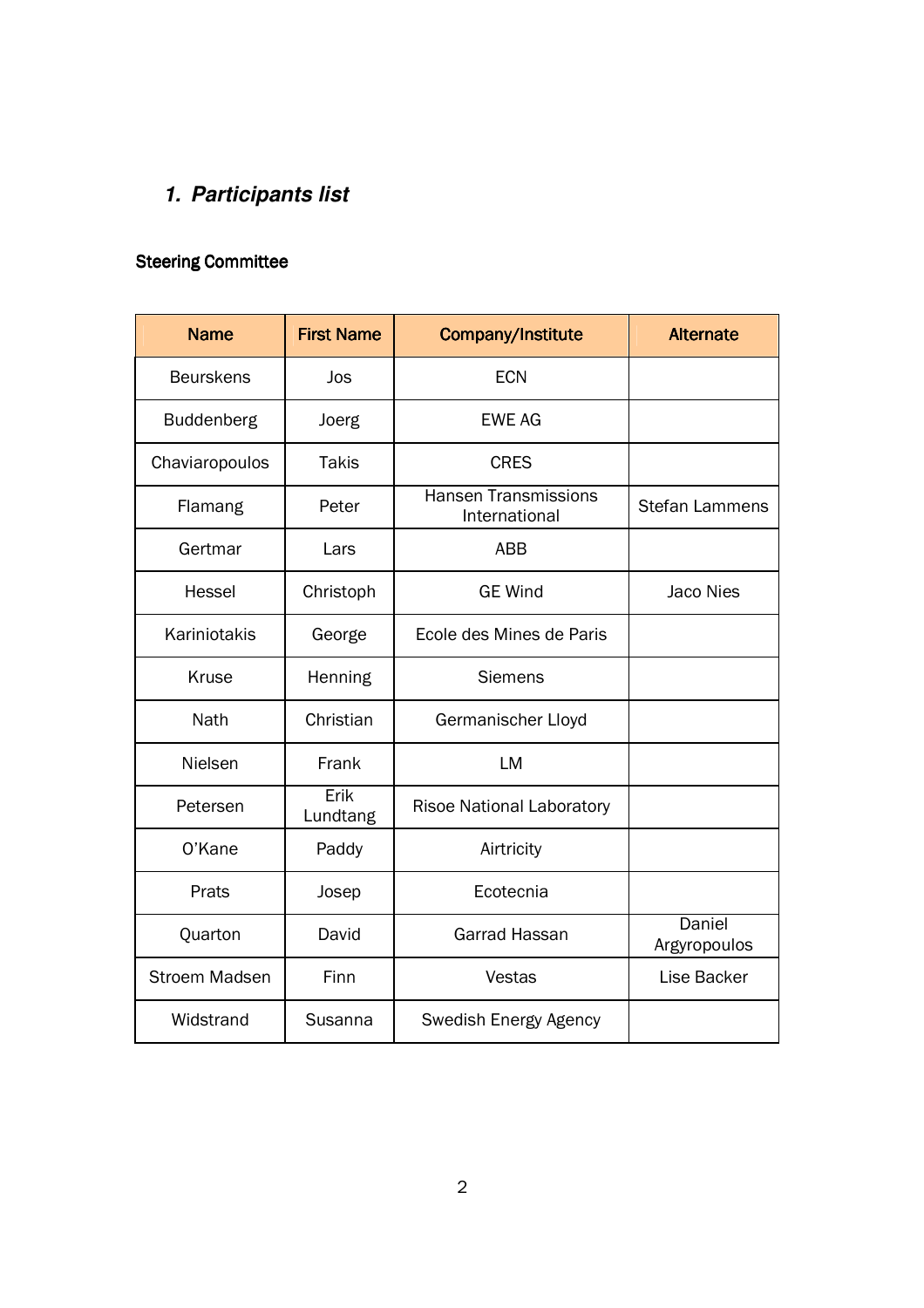# 1. Participants list

**Steering Committee**

| Name | First Name | Company/Institute | Alternate |
|---|---|---|---|
| Beurskens | Jos | ECN | |
| Buddenberg | Joerg | EWE AG | |
| Chaviaropoulos | Takis | CRES | |
| Flamang | Peter | Hansen Transmissions International | Stefan Lammens |
| Gertmar | Lars | ABB | |
| Hessel | Christoph | GE Wind | Jaco Nies |
| Kariniotakis | George | Ecole des Mines de Paris | |
| Kruse | Henning | Siemens | |
| Nath | Christian | Germanischer Lloyd | |
| Nielsen | Frank | LM | |
| Petersen | Erik Lundtang | Risoe National Laboratory | |
| O'Kane | Paddy | Airtricity | |
| Prats | Josep | Ecotecnia | |
| Quarton | David | Garrad Hassan | Daniel Argyropoulos |
| Stroem Madsen | Finn | Vestas | Lise Backer |
| Widstrand | Susanna | Swedish Energy Agency | |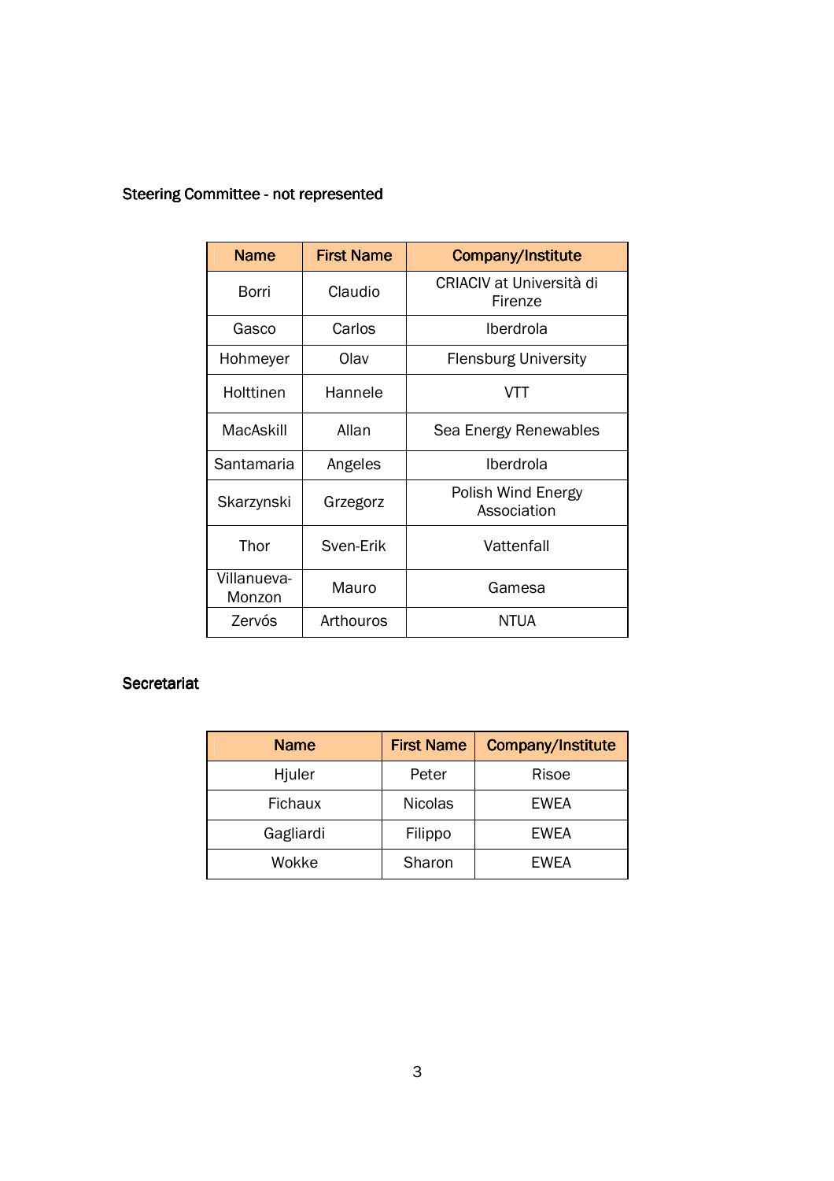### Steering Committee - not represented

| Name | First Name | Company/Institute |
|---|---|---|
| Borri | Claudio | CRIACIV at Università di Firenze |
| Gasco | Carlos | Iberdrola |
| Hohmeyer | Olav | Flensburg University |
| Holttinen | Hannele | VTT |
| MacAskill | Allan | Sea Energy Renewables |
| Santamaria | Angeles | Iberdrola |
| Skarzynski | Grzegorz | Polish Wind Energy Association |
| Thor | Sven-Erik | Vattenfall |
| Villanueva-Monzon | Mauro | Gamesa |
| Zervós | Arthouros | NTUA |

### Secretariat

| Name | First Name | Company/Institute |
|---|---|---|
| Hjuler | Peter | Risoe |
| Fichaux | Nicolas | EWEA |
| Gagliardi | Filippo | EWEA |
| Wokke | Sharon | EWEA |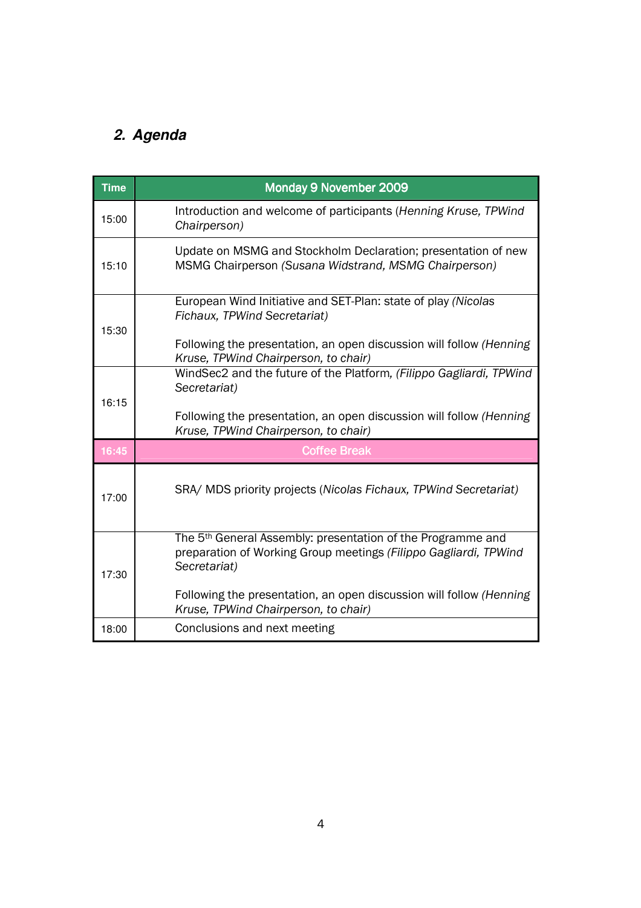## 2. Agenda

| Time | Monday 9 November 2009 |
|---|---|
| 15:00 | Introduction and welcome of participants (*Henning Kruse, TPWind Chairperson)* |
| 15:10 | Update on MSMG and Stockholm Declaration; presentation of new MSMG Chairperson *(Susana Widstrand, MSMG Chairperson)* |
| 15:30 | European Wind Initiative and SET-Plan: state of play *(Nicolas Fichaux, TPWind Secretariat)*<br><br>Following the presentation, an open discussion will follow *(Henning Kruse, TPWind Chairperson, to chair)* |
| 16:15 | WindSec2 and the future of the Platform, *(Filippo Gagliardi, TPWind Secretariat)*<br><br>Following the presentation, an open discussion will follow *(Henning Kruse, TPWind Chairperson, to chair)* |
| 16:45 | Coffee Break |
| 17:00 | SRA/ MDS priority projects (*Nicolas Fichaux, TPWind Secretariat)* |
| 17:30 | The 5th General Assembly: presentation of the Programme and preparation of Working Group meetings *(Filippo Gagliardi, TPWind Secretariat)*<br><br>Following the presentation, an open discussion will follow *(Henning Kruse, TPWind Chairperson, to chair)* |
| 18:00 | Conclusions and next meeting |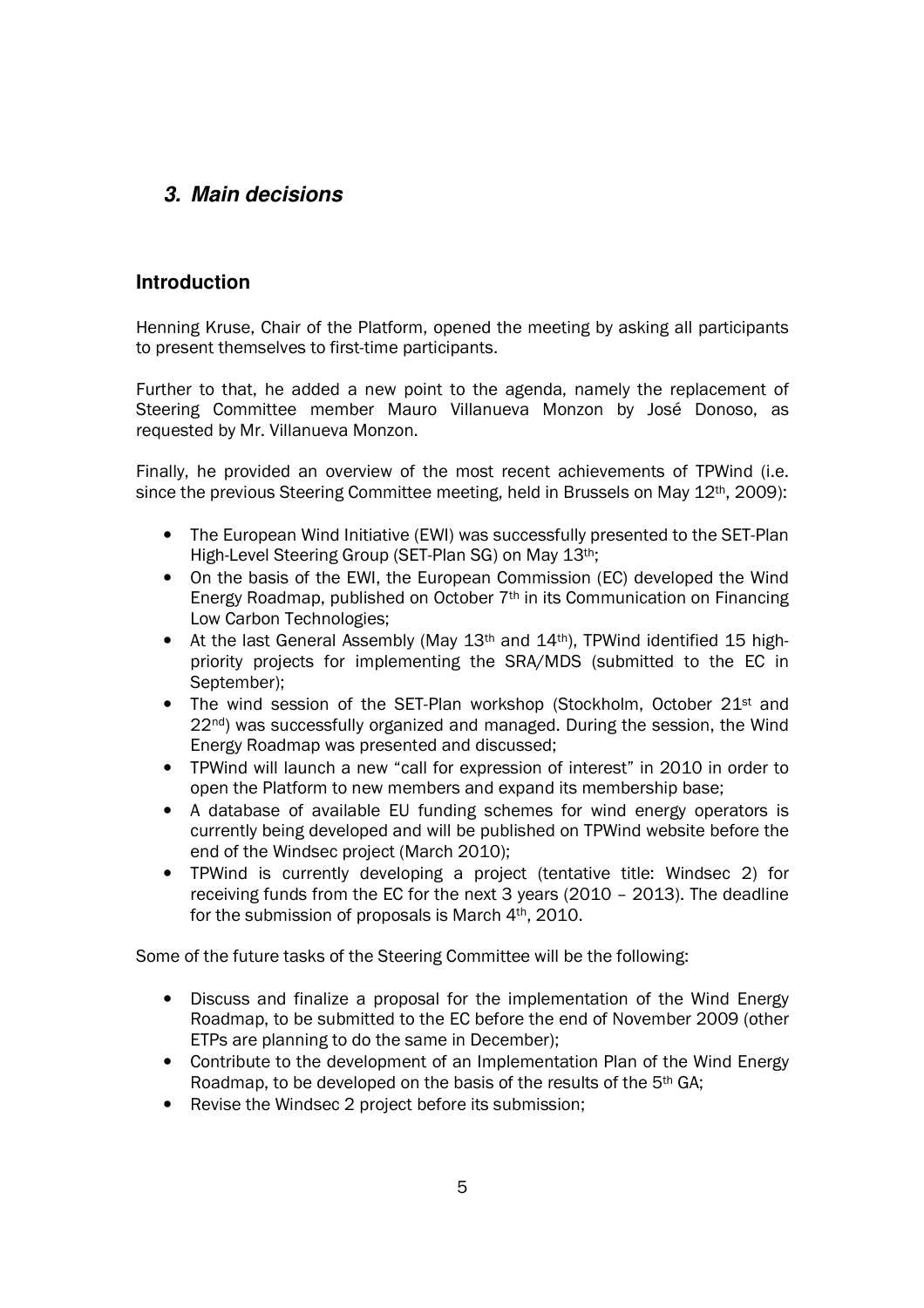## *3. Main decisions*

### Introduction

Henning Kruse, Chair of the Platform, opened the meeting by asking all participants to present themselves to first-time participants.

Further to that, he added a new point to the agenda, namely the replacement of Steering Committee member Mauro Villanueva Monzon by José Donoso, as requested by Mr. Villanueva Monzon.

Finally, he provided an overview of the most recent achievements of TPWind (i.e. since the previous Steering Committee meeting, held in Brussels on May 12th, 2009):

- The European Wind Initiative (EWI) was successfully presented to the SET-Plan High-Level Steering Group (SET-Plan SG) on May 13th;
- On the basis of the EWI, the European Commission (EC) developed the Wind Energy Roadmap, published on October 7th in its Communication on Financing Low Carbon Technologies;
- At the last General Assembly (May 13th and 14th), TPWind identified 15 high-priority projects for implementing the SRA/MDS (submitted to the EC in September);
- The wind session of the SET-Plan workshop (Stockholm, October 21st and 22nd) was successfully organized and managed. During the session, the Wind Energy Roadmap was presented and discussed;
- TPWind will launch a new "call for expression of interest" in 2010 in order to open the Platform to new members and expand its membership base;
- A database of available EU funding schemes for wind energy operators is currently being developed and will be published on TPWind website before the end of the Windsec project (March 2010);
- TPWind is currently developing a project (tentative title: Windsec 2) for receiving funds from the EC for the next 3 years (2010 – 2013). The deadline for the submission of proposals is March 4th, 2010.

Some of the future tasks of the Steering Committee will be the following:

- Discuss and finalize a proposal for the implementation of the Wind Energy Roadmap, to be submitted to the EC before the end of November 2009 (other ETPs are planning to do the same in December);
- Contribute to the development of an Implementation Plan of the Wind Energy Roadmap, to be developed on the basis of the results of the 5th GA;
- Revise the Windsec 2 project before its submission;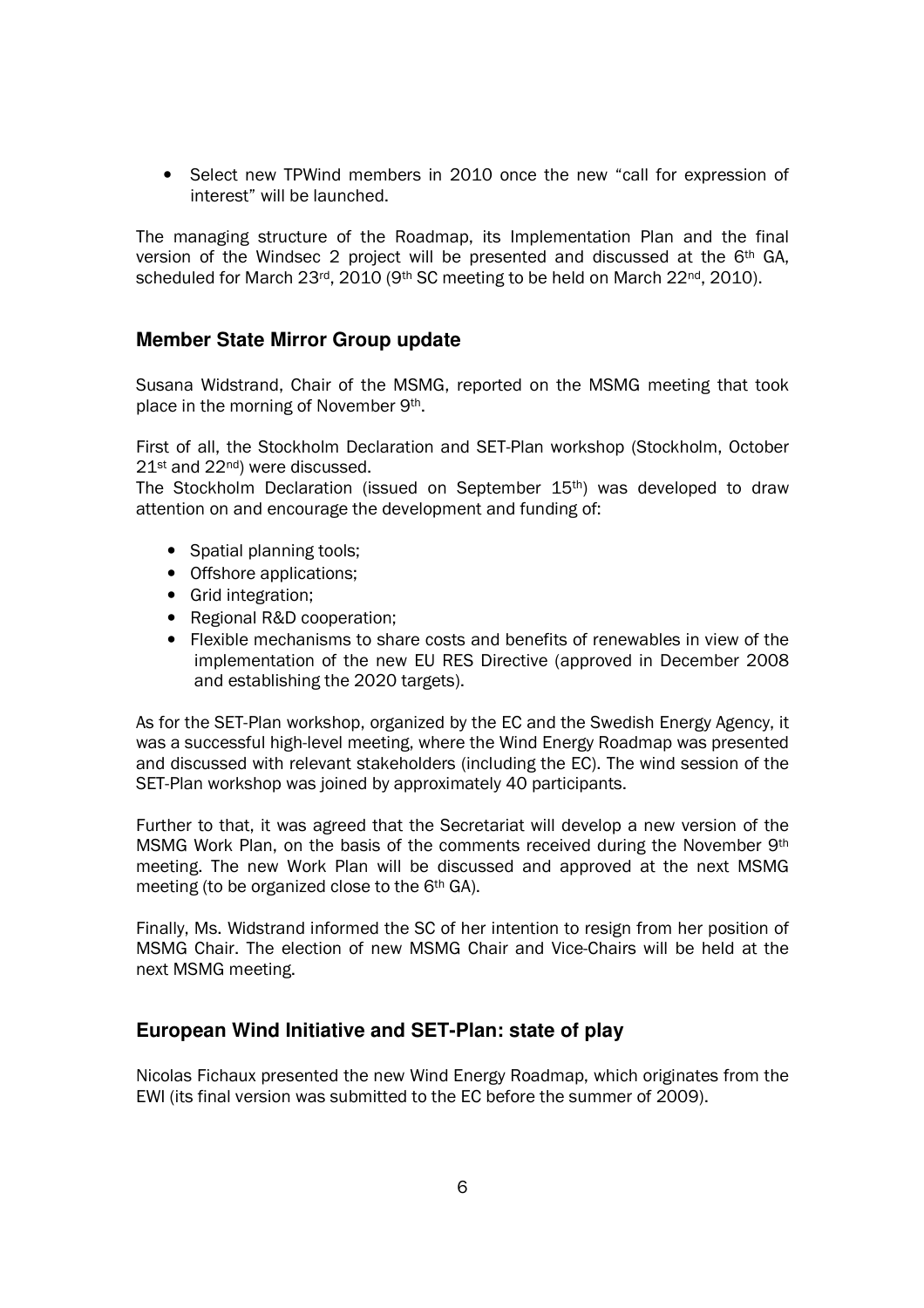- Select new TPWind members in 2010 once the new "call for expression of interest" will be launched.

The managing structure of the Roadmap, its Implementation Plan and the final version of the Windsec 2 project will be presented and discussed at the 6th GA, scheduled for March 23rd, 2010 (9th SC meeting to be held on March 22nd, 2010).

## Member State Mirror Group update

Susana Widstrand, Chair of the MSMG, reported on the MSMG meeting that took place in the morning of November 9th.

First of all, the Stockholm Declaration and SET-Plan workshop (Stockholm, October 21st and 22nd) were discussed.

The Stockholm Declaration (issued on September 15th) was developed to draw attention on and encourage the development and funding of:

- Spatial planning tools;
- Offshore applications;
- Grid integration;
- Regional R&D cooperation;
- Flexible mechanisms to share costs and benefits of renewables in view of the implementation of the new EU RES Directive (approved in December 2008 and establishing the 2020 targets).

As for the SET-Plan workshop, organized by the EC and the Swedish Energy Agency, it was a successful high-level meeting, where the Wind Energy Roadmap was presented and discussed with relevant stakeholders (including the EC). The wind session of the SET-Plan workshop was joined by approximately 40 participants.

Further to that, it was agreed that the Secretariat will develop a new version of the MSMG Work Plan, on the basis of the comments received during the November 9th meeting. The new Work Plan will be discussed and approved at the next MSMG meeting (to be organized close to the 6th GA).

Finally, Ms. Widstrand informed the SC of her intention to resign from her position of MSMG Chair. The election of new MSMG Chair and Vice-Chairs will be held at the next MSMG meeting.

## European Wind Initiative and SET-Plan: state of play

Nicolas Fichaux presented the new Wind Energy Roadmap, which originates from the EWI (its final version was submitted to the EC before the summer of 2009).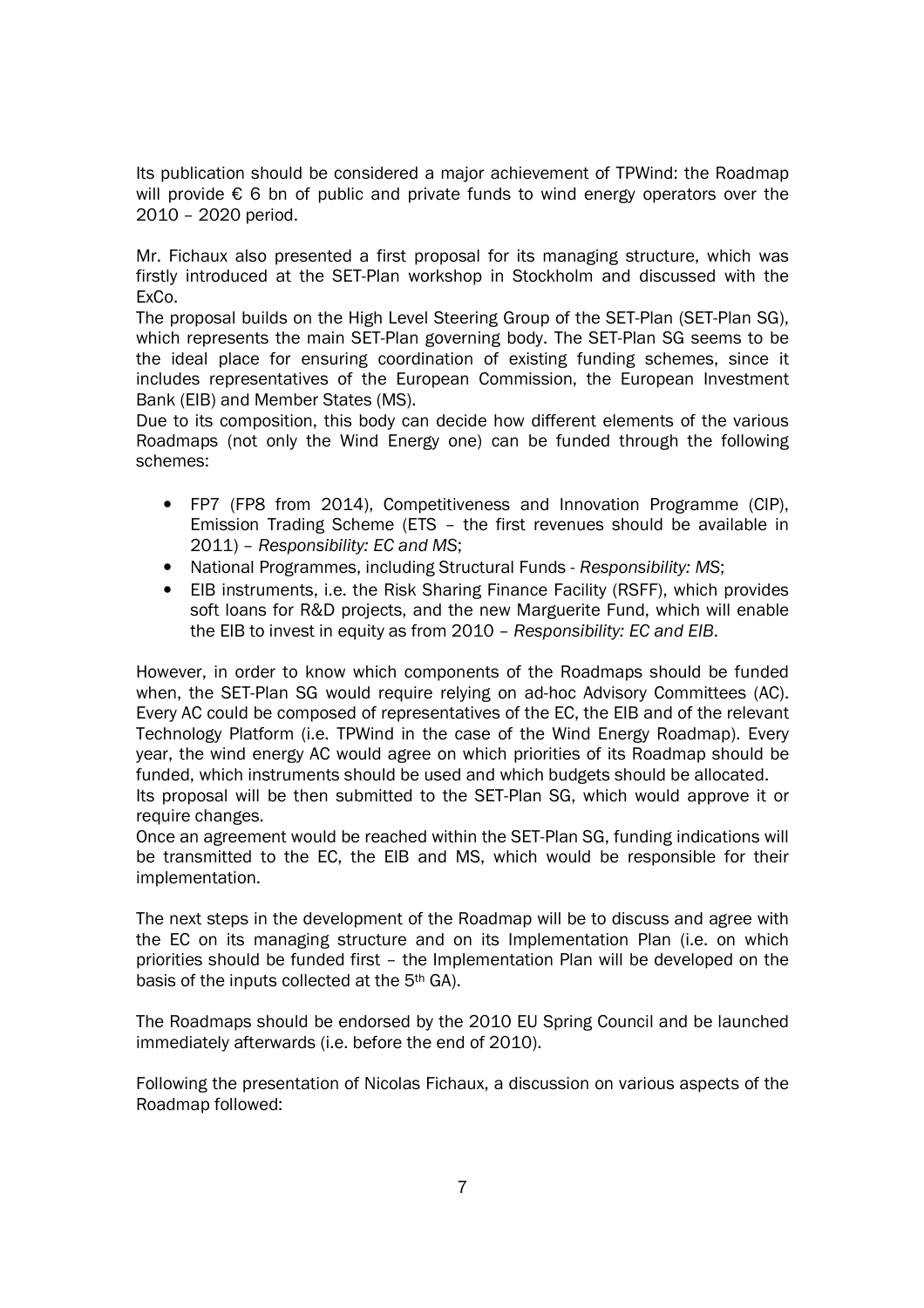Its publication should be considered a major achievement of TPWind: the Roadmap will provide € 6 bn of public and private funds to wind energy operators over the 2010 – 2020 period.

Mr. Fichaux also presented a first proposal for its managing structure, which was firstly introduced at the SET-Plan workshop in Stockholm and discussed with the ExCo.

The proposal builds on the High Level Steering Group of the SET-Plan (SET-Plan SG), which represents the main SET-Plan governing body. The SET-Plan SG seems to be the ideal place for ensuring coordination of existing funding schemes, since it includes representatives of the European Commission, the European Investment Bank (EIB) and Member States (MS).

Due to its composition, this body can decide how different elements of the various Roadmaps (not only the Wind Energy one) can be funded through the following schemes:

- FP7 (FP8 from 2014), Competitiveness and Innovation Programme (CIP), Emission Trading Scheme (ETS – the first revenues should be available in 2011) – *Responsibility: EC and MS*;
- National Programmes, including Structural Funds - *Responsibility: MS*;
- EIB instruments, i.e. the Risk Sharing Finance Facility (RSFF), which provides soft loans for R&D projects, and the new Marguerite Fund, which will enable the EIB to invest in equity as from 2010 – *Responsibility: EC and EIB*.

However, in order to know which components of the Roadmaps should be funded when, the SET-Plan SG would require relying on ad-hoc Advisory Committees (AC). Every AC could be composed of representatives of the EC, the EIB and of the relevant Technology Platform (i.e. TPWind in the case of the Wind Energy Roadmap). Every year, the wind energy AC would agree on which priorities of its Roadmap should be funded, which instruments should be used and which budgets should be allocated.

Its proposal will be then submitted to the SET-Plan SG, which would approve it or require changes.

Once an agreement would be reached within the SET-Plan SG, funding indications will be transmitted to the EC, the EIB and MS, which would be responsible for their implementation.

The next steps in the development of the Roadmap will be to discuss and agree with the EC on its managing structure and on its Implementation Plan (i.e. on which priorities should be funded first – the Implementation Plan will be developed on the basis of the inputs collected at the 5th GA).

The Roadmaps should be endorsed by the 2010 EU Spring Council and be launched immediately afterwards (i.e. before the end of 2010).

Following the presentation of Nicolas Fichaux, a discussion on various aspects of the Roadmap followed: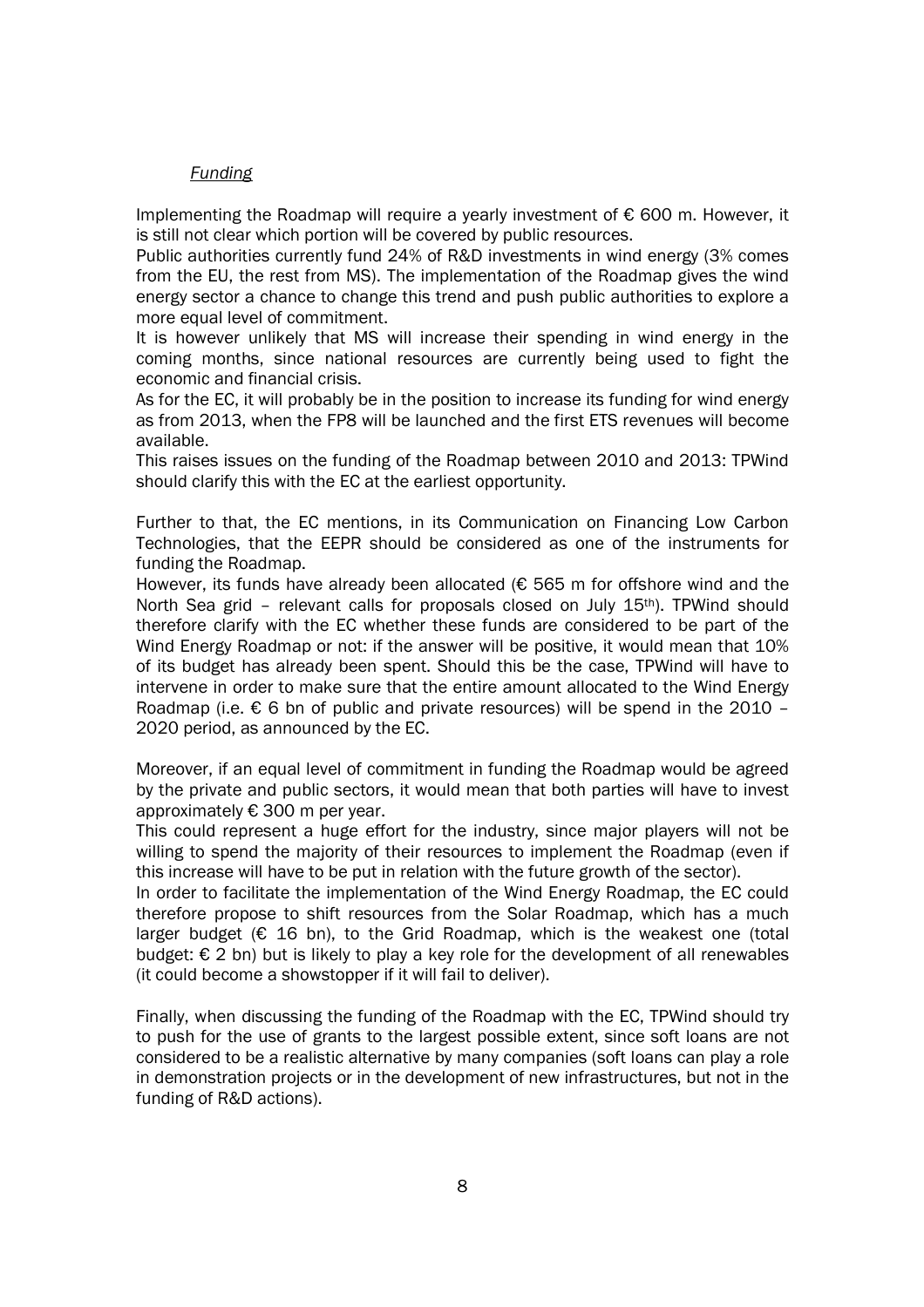*Funding*

Implementing the Roadmap will require a yearly investment of € 600 m. However, it is still not clear which portion will be covered by public resources.

Public authorities currently fund 24% of R&D investments in wind energy (3% comes from the EU, the rest from MS). The implementation of the Roadmap gives the wind energy sector a chance to change this trend and push public authorities to explore a more equal level of commitment.

It is however unlikely that MS will increase their spending in wind energy in the coming months, since national resources are currently being used to fight the economic and financial crisis.

As for the EC, it will probably be in the position to increase its funding for wind energy as from 2013, when the FP8 will be launched and the first ETS revenues will become available.

This raises issues on the funding of the Roadmap between 2010 and 2013: TPWind should clarify this with the EC at the earliest opportunity.

Further to that, the EC mentions, in its Communication on Financing Low Carbon Technologies, that the EEPR should be considered as one of the instruments for funding the Roadmap.

However, its funds have already been allocated (€ 565 m for offshore wind and the North Sea grid – relevant calls for proposals closed on July 15th). TPWind should therefore clarify with the EC whether these funds are considered to be part of the Wind Energy Roadmap or not: if the answer will be positive, it would mean that 10% of its budget has already been spent. Should this be the case, TPWind will have to intervene in order to make sure that the entire amount allocated to the Wind Energy Roadmap (i.e. € 6 bn of public and private resources) will be spend in the 2010 – 2020 period, as announced by the EC.

Moreover, if an equal level of commitment in funding the Roadmap would be agreed by the private and public sectors, it would mean that both parties will have to invest approximately € 300 m per year.

This could represent a huge effort for the industry, since major players will not be willing to spend the majority of their resources to implement the Roadmap (even if this increase will have to be put in relation with the future growth of the sector).

In order to facilitate the implementation of the Wind Energy Roadmap, the EC could therefore propose to shift resources from the Solar Roadmap, which has a much larger budget (€ 16 bn), to the Grid Roadmap, which is the weakest one (total budget: € 2 bn) but is likely to play a key role for the development of all renewables (it could become a showstopper if it will fail to deliver).

Finally, when discussing the funding of the Roadmap with the EC, TPWind should try to push for the use of grants to the largest possible extent, since soft loans are not considered to be a realistic alternative by many companies (soft loans can play a role in demonstration projects or in the development of new infrastructures, but not in the funding of R&D actions).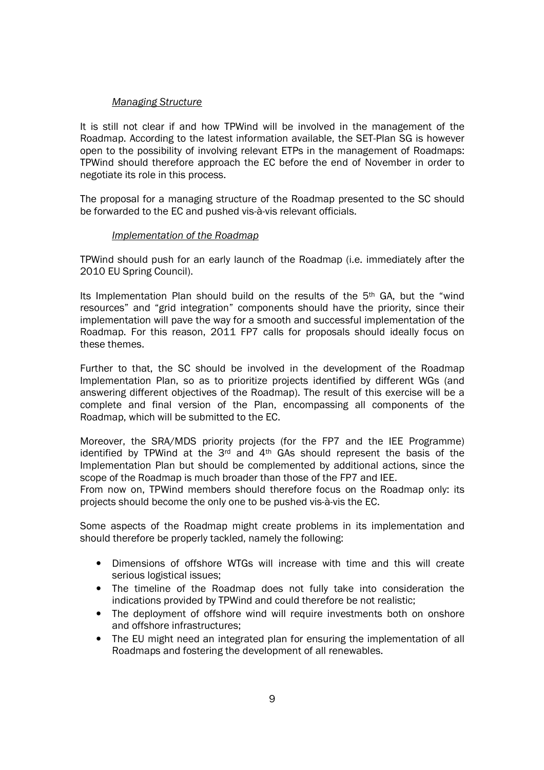*Managing Structure*

It is still not clear if and how TPWind will be involved in the management of the Roadmap. According to the latest information available, the SET-Plan SG is however open to the possibility of involving relevant ETPs in the management of Roadmaps: TPWind should therefore approach the EC before the end of November in order to negotiate its role in this process.

The proposal for a managing structure of the Roadmap presented to the SC should be forwarded to the EC and pushed vis-à-vis relevant officials.

*Implementation of the Roadmap*

TPWind should push for an early launch of the Roadmap (i.e. immediately after the 2010 EU Spring Council).

Its Implementation Plan should build on the results of the 5th GA, but the "wind resources" and "grid integration" components should have the priority, since their implementation will pave the way for a smooth and successful implementation of the Roadmap. For this reason, 2011 FP7 calls for proposals should ideally focus on these themes.

Further to that, the SC should be involved in the development of the Roadmap Implementation Plan, so as to prioritize projects identified by different WGs (and answering different objectives of the Roadmap). The result of this exercise will be a complete and final version of the Plan, encompassing all components of the Roadmap, which will be submitted to the EC.

Moreover, the SRA/MDS priority projects (for the FP7 and the IEE Programme) identified by TPWind at the 3rd and 4th GAs should represent the basis of the Implementation Plan but should be complemented by additional actions, since the scope of the Roadmap is much broader than those of the FP7 and IEE.
From now on, TPWind members should therefore focus on the Roadmap only: its projects should become the only one to be pushed vis-à-vis the EC.

Some aspects of the Roadmap might create problems in its implementation and should therefore be properly tackled, namely the following:

- Dimensions of offshore WTGs will increase with time and this will create serious logistical issues;
- The timeline of the Roadmap does not fully take into consideration the indications provided by TPWind and could therefore be not realistic;
- The deployment of offshore wind will require investments both on onshore and offshore infrastructures;
- The EU might need an integrated plan for ensuring the implementation of all Roadmaps and fostering the development of all renewables.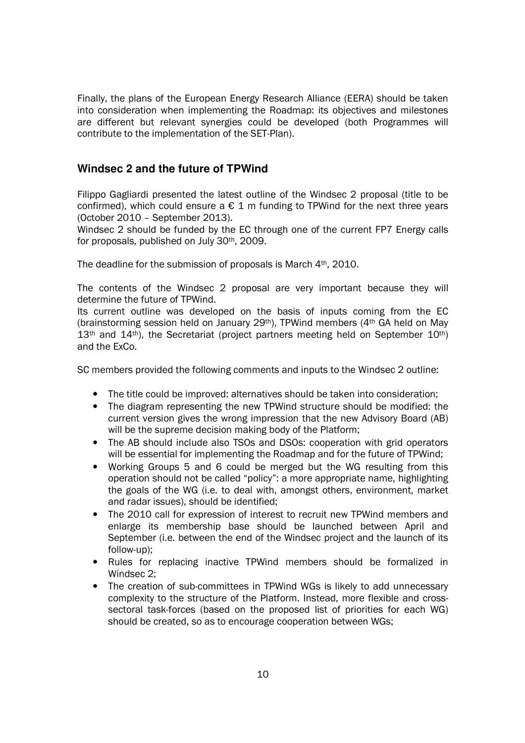Finally, the plans of the European Energy Research Alliance (EERA) should be taken into consideration when implementing the Roadmap: its objectives and milestones are different but relevant synergies could be developed (both Programmes will contribute to the implementation of the SET-Plan).

## Windsec 2 and the future of TPWind

Filippo Gagliardi presented the latest outline of the Windsec 2 proposal (title to be confirmed), which could ensure a € 1 m funding to TPWind for the next three years (October 2010 – September 2013).

Windsec 2 should be funded by the EC through one of the current FP7 Energy calls for proposals, published on July 30th, 2009.

The deadline for the submission of proposals is March 4th, 2010.

The contents of the Windsec 2 proposal are very important because they will determine the future of TPWind.

Its current outline was developed on the basis of inputs coming from the EC (brainstorming session held on January 29th), TPWind members (4th GA held on May 13th and 14th), the Secretariat (project partners meeting held on September 10th) and the ExCo.

SC members provided the following comments and inputs to the Windsec 2 outline:

- The title could be improved: alternatives should be taken into consideration;
- The diagram representing the new TPWind structure should be modified: the current version gives the wrong impression that the new Advisory Board (AB) will be the supreme decision making body of the Platform;
- The AB should include also TSOs and DSOs: cooperation with grid operators will be essential for implementing the Roadmap and for the future of TPWind;
- Working Groups 5 and 6 could be merged but the WG resulting from this operation should not be called "policy": a more appropriate name, highlighting the goals of the WG (i.e. to deal with, amongst others, environment, market and radar issues), should be identified;
- The 2010 call for expression of interest to recruit new TPWind members and enlarge its membership base should be launched between April and September (i.e. between the end of the Windsec project and the launch of its follow-up);
- Rules for replacing inactive TPWind members should be formalized in Windsec 2;
- The creation of sub-committees in TPWind WGs is likely to add unnecessary complexity to the structure of the Platform. Instead, more flexible and cross-sectoral task-forces (based on the proposed list of priorities for each WG) should be created, so as to encourage cooperation between WGs;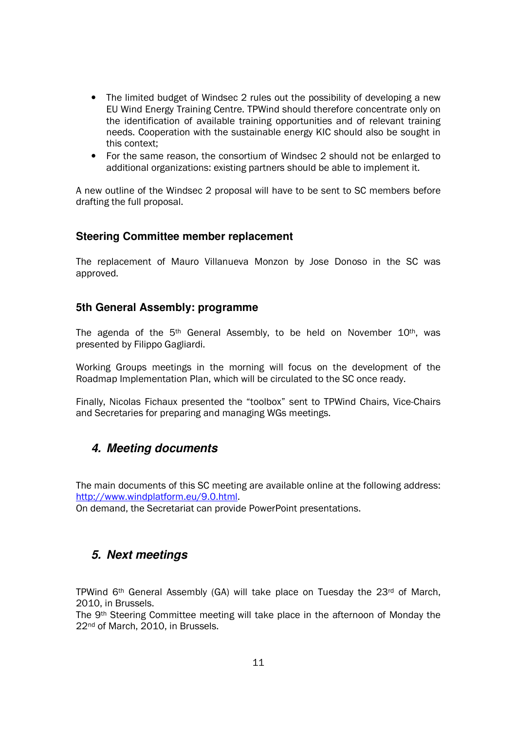- The limited budget of Windsec 2 rules out the possibility of developing a new EU Wind Energy Training Centre. TPWind should therefore concentrate only on the identification of available training opportunities and of relevant training needs. Cooperation with the sustainable energy KIC should also be sought in this context;
- For the same reason, the consortium of Windsec 2 should not be enlarged to additional organizations: existing partners should be able to implement it.

A new outline of the Windsec 2 proposal will have to be sent to SC members before drafting the full proposal.

### Steering Committee member replacement

The replacement of Mauro Villanueva Monzon by Jose Donoso in the SC was approved.

### 5th General Assembly: programme

The agenda of the 5th General Assembly, to be held on November 10th, was presented by Filippo Gagliardi.

Working Groups meetings in the morning will focus on the development of the Roadmap Implementation Plan, which will be circulated to the SC once ready.

Finally, Nicolas Fichaux presented the "toolbox" sent to TPWind Chairs, Vice-Chairs and Secretaries for preparing and managing WGs meetings.

## *4. Meeting documents*

The main documents of this SC meeting are available online at the following address: http://www.windplatform.eu/9.0.html.
On demand, the Secretariat can provide PowerPoint presentations.

## *5. Next meetings*

TPWind 6th General Assembly (GA) will take place on Tuesday the 23rd of March, 2010, in Brussels.
The 9th Steering Committee meeting will take place in the afternoon of Monday the 22nd of March, 2010, in Brussels.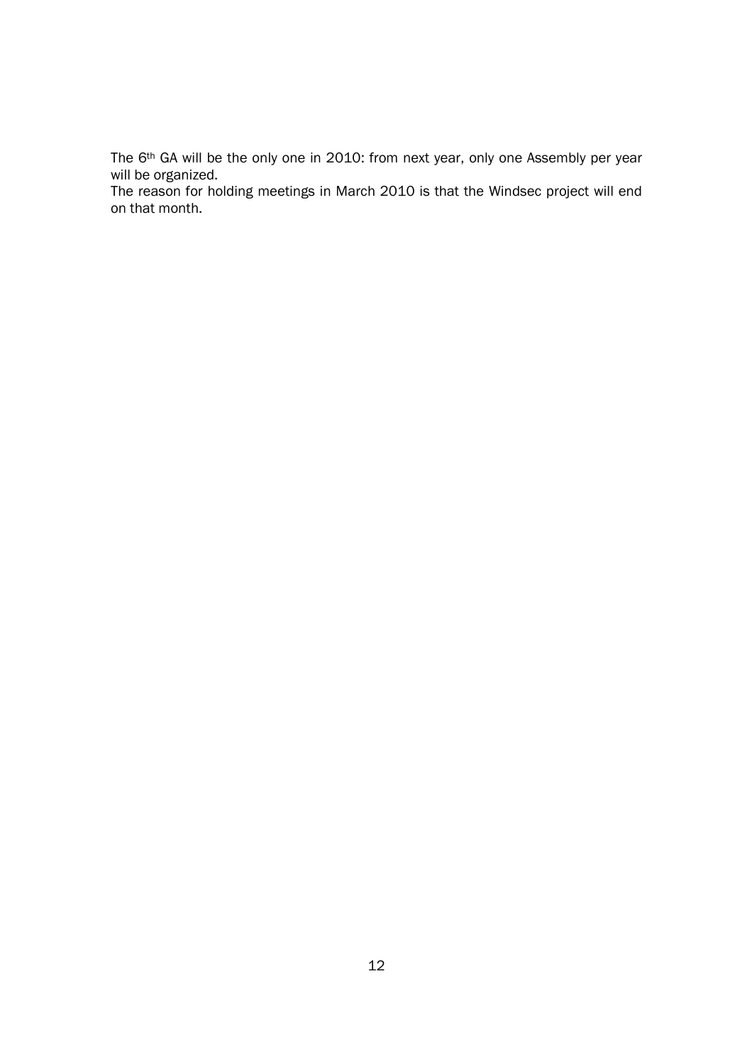The 6th GA will be the only one in 2010: from next year, only one Assembly per year will be organized.
The reason for holding meetings in March 2010 is that the Windsec project will end on that month.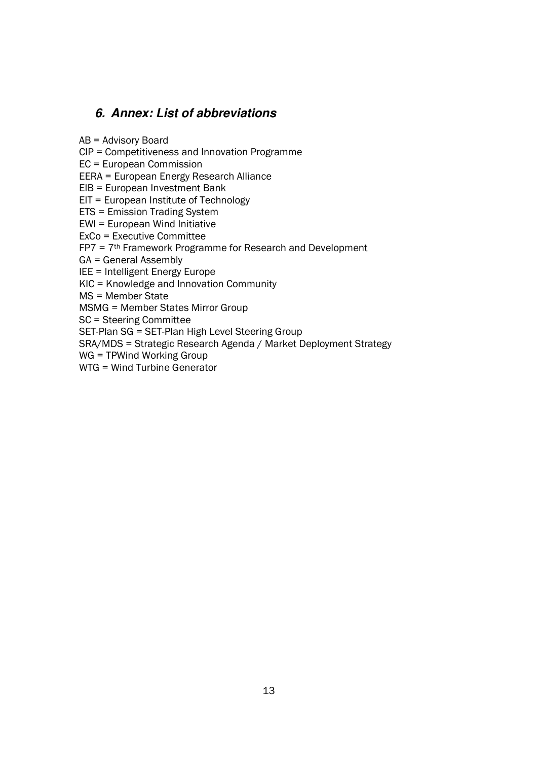## *6. Annex: List of abbreviations*

AB = Advisory Board
CIP = Competitiveness and Innovation Programme
EC = European Commission
EERA = European Energy Research Alliance
EIB = European Investment Bank
EIT = European Institute of Technology
ETS = Emission Trading System
EWI = European Wind Initiative
ExCo = Executive Committee
FP7 = 7th Framework Programme for Research and Development
GA = General Assembly
IEE = Intelligent Energy Europe
KIC = Knowledge and Innovation Community
MS = Member State
MSMG = Member States Mirror Group
SC = Steering Committee
SET-Plan SG = SET-Plan High Level Steering Group
SRA/MDS = Strategic Research Agenda / Market Deployment Strategy
WG = TPWind Working Group
WTG = Wind Turbine Generator